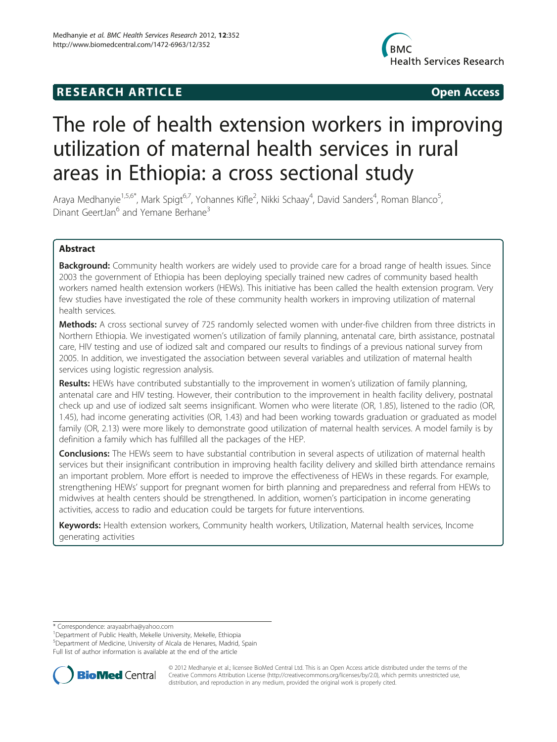RESEARCH ARTICLE Open Access

# The role of health extension workers in improving utilization of maternal health services in rural areas in Ethiopia: a cross sectional study

Araya Medhanyie[1,5,6*], Mark Spigt[6,7], Yohannes Kifle[2], Nikki Schaay[4], David Sanders[4], Roman Blanco[5], Dinant GeertJan[6] and Yemane Berhane[3]

## Abstract

**Background:** Community health workers are widely used to provide care for a broad range of health issues. Since 2003 the government of Ethiopia has been deploying specially trained new cadres of community based health workers named health extension workers (HEWs). This initiative has been called the health extension program. Very few studies have investigated the role of these community health workers in improving utilization of maternal health services.

**Methods:** A cross sectional survey of 725 randomly selected women with under-five children from three districts in Northern Ethiopia. We investigated women's utilization of family planning, antenatal care, birth assistance, postnatal care, HIV testing and use of iodized salt and compared our results to findings of a previous national survey from 2005. In addition, we investigated the association between several variables and utilization of maternal health services using logistic regression analysis.

**Results:** HEWs have contributed substantially to the improvement in women's utilization of family planning, antenatal care and HIV testing. However, their contribution to the improvement in health facility delivery, postnatal check up and use of iodized salt seems insignificant. Women who were literate (OR, 1.85), listened to the radio (OR, 1.45), had income generating activities (OR, 1.43) and had been working towards graduation or graduated as model family (OR, 2.13) were more likely to demonstrate good utilization of maternal health services. A model family is by definition a family which has fulfilled all the packages of the HEP.

**Conclusions:** The HEWs seem to have substantial contribution in several aspects of utilization of maternal health services but their insignificant contribution in improving health facility delivery and skilled birth attendance remains an important problem. More effort is needed to improve the effectiveness of HEWs in these regards. For example, strengthening HEWs' support for pregnant women for birth planning and preparedness and referral from HEWs to midwives at health centers should be strengthened. In addition, women's participation in income generating activities, access to radio and education could be targets for future interventions.

**Keywords:** Health extension workers, Community health workers, Utilization, Maternal health services, Income generating activities

---

\* Correspondence: arayaabrha@yahoo.com
[1]Department of Public Health, Mekelle University, Mekelle, Ethiopia
[5]Department of Medicine, University of Alcala de Henares, Madrid, Spain
Full list of author information is available at the end of the article

© 2012 Medhanyie et al.; licensee BioMed Central Ltd. This is an Open Access article distributed under the terms of the Creative Commons Attribution License (http://creativecommons.org/licenses/by/2.0), which permits unrestricted use, distribution, and reproduction in any medium, provided the original work is properly cited.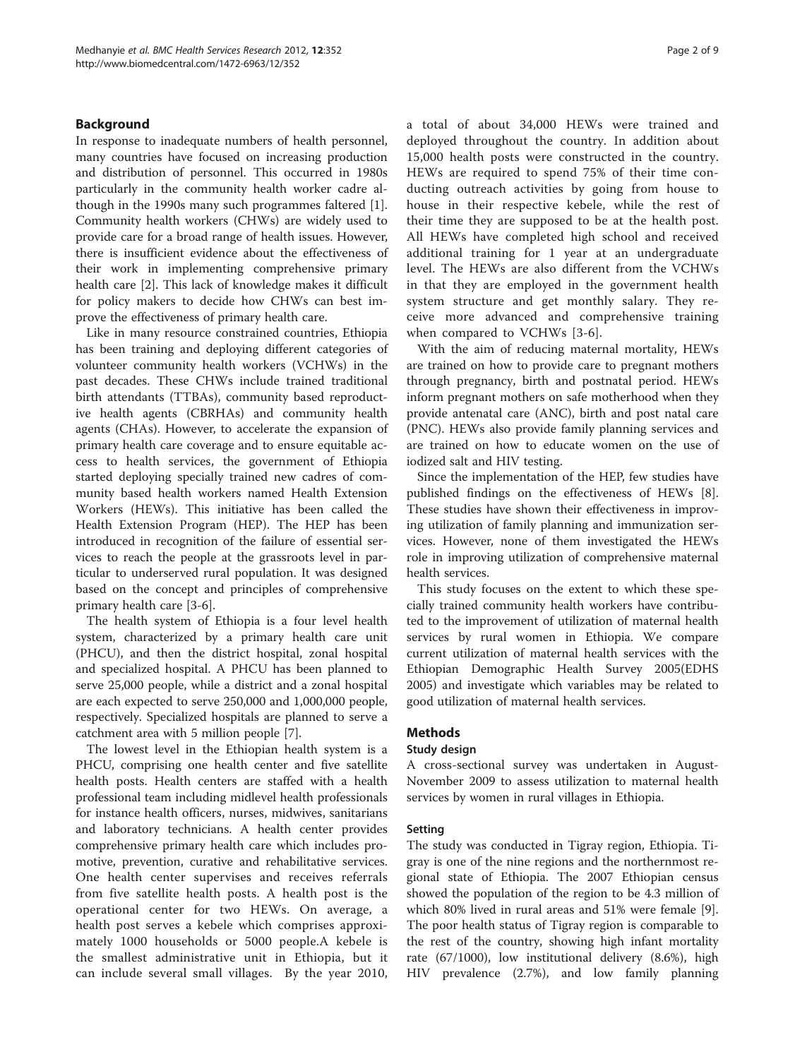## Background

In response to inadequate numbers of health personnel, many countries have focused on increasing production and distribution of personnel. This occurred in 1980s particularly in the community health worker cadre although in the 1990s many such programmes faltered [1]. Community health workers (CHWs) are widely used to provide care for a broad range of health issues. However, there is insufficient evidence about the effectiveness of their work in implementing comprehensive primary health care [2]. This lack of knowledge makes it difficult for policy makers to decide how CHWs can best improve the effectiveness of primary health care.

Like in many resource constrained countries, Ethiopia has been training and deploying different categories of volunteer community health workers (VCHWs) in the past decades. These CHWs include trained traditional birth attendants (TTBAs), community based reproductive health agents (CBRHAs) and community health agents (CHAs). However, to accelerate the expansion of primary health care coverage and to ensure equitable access to health services, the government of Ethiopia started deploying specially trained new cadres of community based health workers named Health Extension Workers (HEWs). This initiative has been called the Health Extension Program (HEP). The HEP has been introduced in recognition of the failure of essential services to reach the people at the grassroots level in particular to underserved rural population. It was designed based on the concept and principles of comprehensive primary health care [3-6].

The health system of Ethiopia is a four level health system, characterized by a primary health care unit (PHCU), and then the district hospital, zonal hospital and specialized hospital. A PHCU has been planned to serve 25,000 people, while a district and a zonal hospital are each expected to serve 250,000 and 1,000,000 people, respectively. Specialized hospitals are planned to serve a catchment area with 5 million people [7].

The lowest level in the Ethiopian health system is a PHCU, comprising one health center and five satellite health posts. Health centers are staffed with a health professional team including midlevel health professionals for instance health officers, nurses, midwives, sanitarians and laboratory technicians. A health center provides comprehensive primary health care which includes promotive, prevention, curative and rehabilitative services. One health center supervises and receives referrals from five satellite health posts. A health post is the operational center for two HEWs. On average, a health post serves a kebele which comprises approximately 1000 households or 5000 people.A kebele is the smallest administrative unit in Ethiopia, but it can include several small villages. By the year 2010, a total of about 34,000 HEWs were trained and deployed throughout the country. In addition about 15,000 health posts were constructed in the country. HEWs are required to spend 75% of their time conducting outreach activities by going from house to house in their respective kebele, while the rest of their time they are supposed to be at the health post. All HEWs have completed high school and received additional training for 1 year at an undergraduate level. The HEWs are also different from the VCHWs in that they are employed in the government health system structure and get monthly salary. They receive more advanced and comprehensive training when compared to VCHWs [3-6].

With the aim of reducing maternal mortality, HEWs are trained on how to provide care to pregnant mothers through pregnancy, birth and postnatal period. HEWs inform pregnant mothers on safe motherhood when they provide antenatal care (ANC), birth and post natal care (PNC). HEWs also provide family planning services and are trained on how to educate women on the use of iodized salt and HIV testing.

Since the implementation of the HEP, few studies have published findings on the effectiveness of HEWs [8]. These studies have shown their effectiveness in improving utilization of family planning and immunization services. However, none of them investigated the HEWs role in improving utilization of comprehensive maternal health services.

This study focuses on the extent to which these specially trained community health workers have contributed to the improvement of utilization of maternal health services by rural women in Ethiopia. We compare current utilization of maternal health services with the Ethiopian Demographic Health Survey 2005(EDHS 2005) and investigate which variables may be related to good utilization of maternal health services.

## Methods

### Study design

A cross-sectional survey was undertaken in August-November 2009 to assess utilization to maternal health services by women in rural villages in Ethiopia.

### Setting

The study was conducted in Tigray region, Ethiopia. Tigray is one of the nine regions and the northernmost regional state of Ethiopia. The 2007 Ethiopian census showed the population of the region to be 4.3 million of which 80% lived in rural areas and 51% were female [9]. The poor health status of Tigray region is comparable to the rest of the country, showing high infant mortality rate (67/1000), low institutional delivery (8.6%), high HIV prevalence (2.7%), and low family planning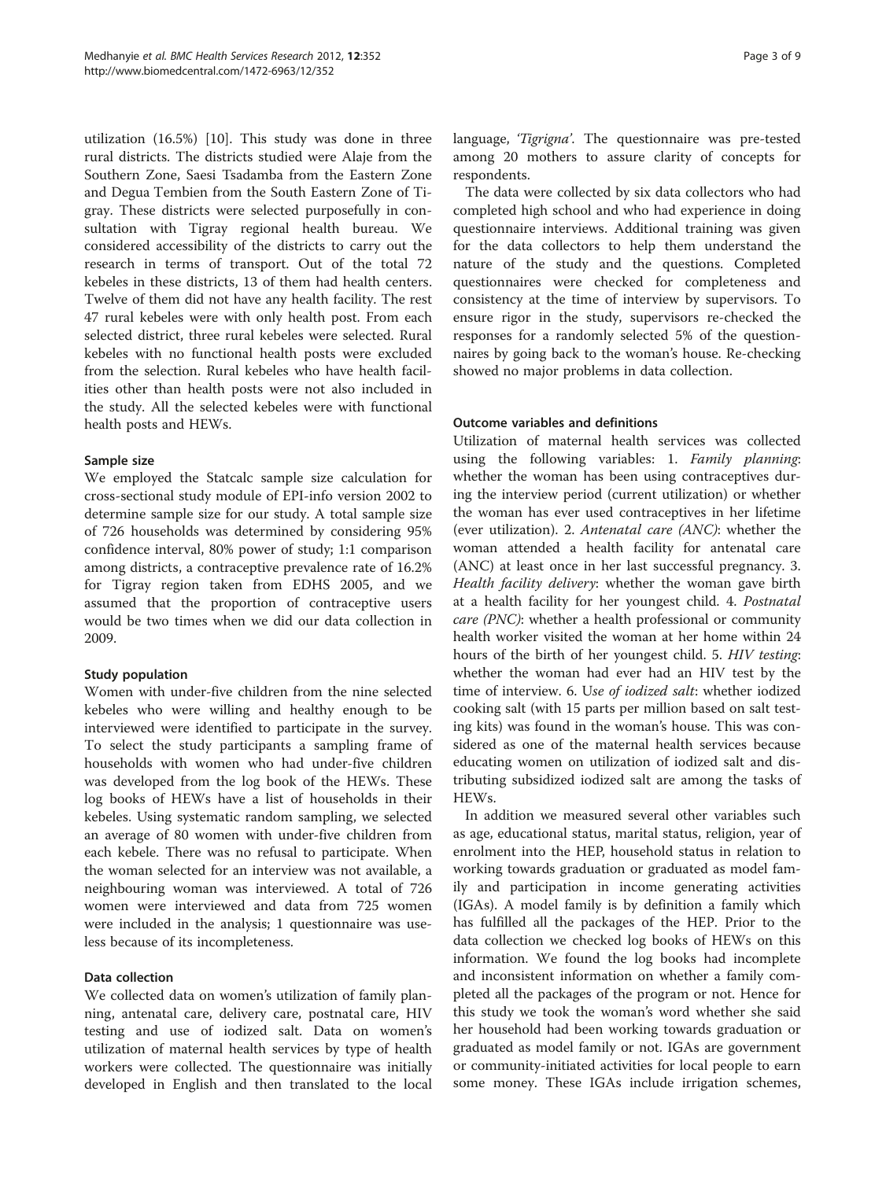utilization (16.5%) [10]. This study was done in three rural districts. The districts studied were Alaje from the Southern Zone, Saesi Tsadamba from the Eastern Zone and Degua Tembien from the South Eastern Zone of Tigray. These districts were selected purposefully in consultation with Tigray regional health bureau. We considered accessibility of the districts to carry out the research in terms of transport. Out of the total 72 kebeles in these districts, 13 of them had health centers. Twelve of them did not have any health facility. The rest 47 rural kebeles were with only health post. From each selected district, three rural kebeles were selected. Rural kebeles with no functional health posts were excluded from the selection. Rural kebeles who have health facilities other than health posts were not also included in the study. All the selected kebeles were with functional health posts and HEWs.

### Sample size

We employed the Statcalc sample size calculation for cross-sectional study module of EPI-info version 2002 to determine sample size for our study. A total sample size of 726 households was determined by considering 95% confidence interval, 80% power of study; 1:1 comparison among districts, a contraceptive prevalence rate of 16.2% for Tigray region taken from EDHS 2005, and we assumed that the proportion of contraceptive users would be two times when we did our data collection in 2009.

### Study population

Women with under-five children from the nine selected kebeles who were willing and healthy enough to be interviewed were identified to participate in the survey. To select the study participants a sampling frame of households with women who had under-five children was developed from the log book of the HEWs. These log books of HEWs have a list of households in their kebeles. Using systematic random sampling, we selected an average of 80 women with under-five children from each kebele. There was no refusal to participate. When the woman selected for an interview was not available, a neighbouring woman was interviewed. A total of 726 women were interviewed and data from 725 women were included in the analysis; 1 questionnaire was useless because of its incompleteness.

### Data collection

We collected data on women's utilization of family planning, antenatal care, delivery care, postnatal care, HIV testing and use of iodized salt. Data on women's utilization of maternal health services by type of health workers were collected. The questionnaire was initially developed in English and then translated to the local language, *'Tigrigna'*. The questionnaire was pre-tested among 20 mothers to assure clarity of concepts for respondents.

The data were collected by six data collectors who had completed high school and who had experience in doing questionnaire interviews. Additional training was given for the data collectors to help them understand the nature of the study and the questions. Completed questionnaires were checked for completeness and consistency at the time of interview by supervisors. To ensure rigor in the study, supervisors re-checked the responses for a randomly selected 5% of the questionnaires by going back to the woman's house. Re-checking showed no major problems in data collection.

### Outcome variables and definitions

Utilization of maternal health services was collected using the following variables: 1. *Family planning*: whether the woman has been using contraceptives during the interview period (current utilization) or whether the woman has ever used contraceptives in her lifetime (ever utilization). 2. *Antenatal care (ANC)*: whether the woman attended a health facility for antenatal care (ANC) at least once in her last successful pregnancy. 3. *Health facility delivery*: whether the woman gave birth at a health facility for her youngest child. 4. *Postnatal care (PNC)*: whether a health professional or community health worker visited the woman at her home within 24 hours of the birth of her youngest child. 5. *HIV testing*: whether the woman had ever had an HIV test by the time of interview. 6. U*se of iodized salt*: whether iodized cooking salt (with 15 parts per million based on salt testing kits) was found in the woman's house. This was considered as one of the maternal health services because educating women on utilization of iodized salt and distributing subsidized iodized salt are among the tasks of HEWs.

In addition we measured several other variables such as age, educational status, marital status, religion, year of enrolment into the HEP, household status in relation to working towards graduation or graduated as model family and participation in income generating activities (IGAs). A model family is by definition a family which has fulfilled all the packages of the HEP. Prior to the data collection we checked log books of HEWs on this information. We found the log books had incomplete and inconsistent information on whether a family completed all the packages of the program or not. Hence for this study we took the woman's word whether she said her household had been working towards graduation or graduated as model family or not. IGAs are government or community-initiated activities for local people to earn some money. These IGAs include irrigation schemes,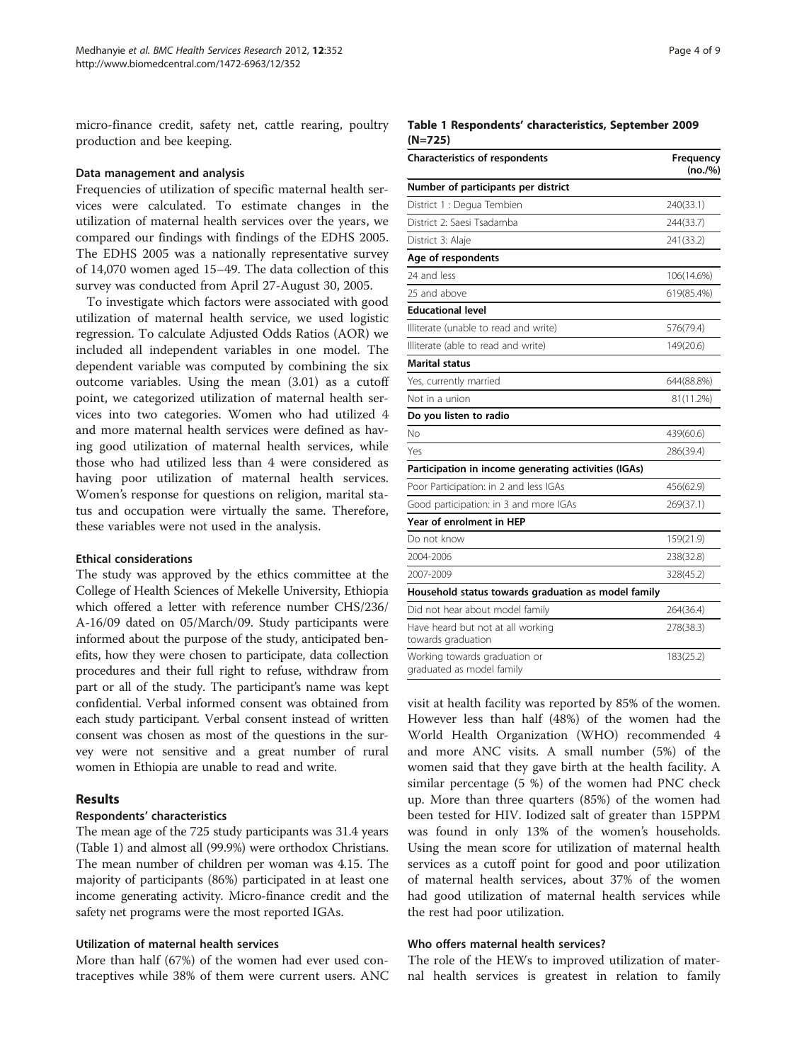micro-finance credit, safety net, cattle rearing, poultry production and bee keeping.

#### Data management and analysis

Frequencies of utilization of specific maternal health services were calculated. To estimate changes in the utilization of maternal health services over the years, we compared our findings with findings of the EDHS 2005. The EDHS 2005 was a nationally representative survey of 14,070 women aged 15–49. The data collection of this survey was conducted from April 27-August 30, 2005.

To investigate which factors were associated with good utilization of maternal health service, we used logistic regression. To calculate Adjusted Odds Ratios (AOR) we included all independent variables in one model. The dependent variable was computed by combining the six outcome variables. Using the mean (3.01) as a cutoff point, we categorized utilization of maternal health services into two categories. Women who had utilized 4 and more maternal health services were defined as having good utilization of maternal health services, while those who had utilized less than 4 were considered as having poor utilization of maternal health services. Women's response for questions on religion, marital status and occupation were virtually the same. Therefore, these variables were not used in the analysis.

#### Ethical considerations

The study was approved by the ethics committee at the College of Health Sciences of Mekelle University, Ethiopia which offered a letter with reference number CHS/236/A-16/09 dated on 05/March/09. Study participants were informed about the purpose of the study, anticipated benefits, how they were chosen to participate, data collection procedures and their full right to refuse, withdraw from part or all of the study. The participant's name was kept confidential. Verbal informed consent was obtained from each study participant. Verbal consent instead of written consent was chosen as most of the questions in the survey were not sensitive and a great number of rural women in Ethiopia are unable to read and write.

## Results

#### Respondents' characteristics

The mean age of the 725 study participants was 31.4 years (Table 1) and almost all (99.9%) were orthodox Christians. The mean number of children per woman was 4.15. The majority of participants (86%) participated in at least one income generating activity. Micro-finance credit and the safety net programs were the most reported IGAs.

**Table 1 Respondents' characteristics, September 2009 (N=725)**

| Characteristics of respondents | Frequency (no./%) |
|---|---|
| **Number of participants per district** | |
| District 1 : Degua Tembien | 240(33.1) |
| District 2: Saesi Tsadamba | 244(33.7) |
| District 3: Alaje | 241(33.2) |
| **Age of respondents** | |
| 24 and less | 106(14.6%) |
| 25 and above | 619(85.4%) |
| **Educational level** | |
| Illiterate (unable to read and write) | 576(79.4) |
| Illiterate (able to read and write) | 149(20.6) |
| **Marital status** | |
| Yes, currently married | 644(88.8%) |
| Not in a union | 81(11.2%) |
| **Do you listen to radio** | |
| No | 439(60.6) |
| Yes | 286(39.4) |
| **Participation in income generating activities (IGAs)** | |
| Poor Participation: in 2 and less IGAs | 456(62.9) |
| Good participation: in 3 and more IGAs | 269(37.1) |
| **Year of enrolment in HEP** | |
| Do not know | 159(21.9) |
| 2004-2006 | 238(32.8) |
| 2007-2009 | 328(45.2) |
| **Household status towards graduation as model family** | |
| Did not hear about model family | 264(36.4) |
| Have heard but not at all working towards graduation | 278(38.3) |
| Working towards graduation or graduated as model family | 183(25.2) |

#### Utilization of maternal health services

More than half (67%) of the women had ever used contraceptives while 38% of them were current users. ANC visit at health facility was reported by 85% of the women. However less than half (48%) of the women had the World Health Organization (WHO) recommended 4 and more ANC visits. A small number (5%) of the women said that they gave birth at the health facility. A similar percentage (5 %) of the women had PNC check up. More than three quarters (85%) of the women had been tested for HIV. Iodized salt of greater than 15PPM was found in only 13% of the women's households. Using the mean score for utilization of maternal health services as a cutoff point for good and poor utilization of maternal health services, about 37% of the women had good utilization of maternal health services while the rest had poor utilization.

#### Who offers maternal health services?

The role of the HEWs to improved utilization of maternal health services is greatest in relation to family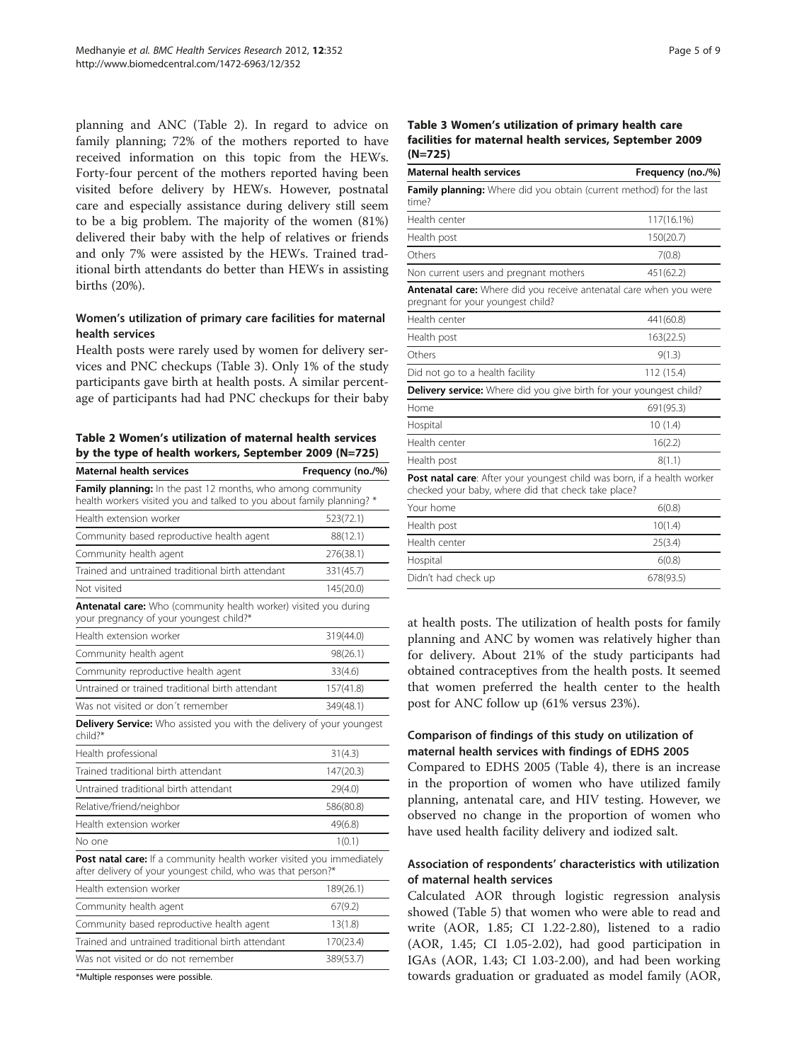planning and ANC (Table 2). In regard to advice on family planning; 72% of the mothers reported to have received information on this topic from the HEWs. Forty-four percent of the mothers reported having been visited before delivery by HEWs. However, postnatal care and especially assistance during delivery still seem to be a big problem. The majority of the women (81%) delivered their baby with the help of relatives or friends and only 7% were assisted by the HEWs. Trained traditional birth attendants do better than HEWs in assisting births (20%).

### Women's utilization of primary care facilities for maternal health services

Health posts were rarely used by women for delivery services and PNC checkups (Table 3). Only 1% of the study participants gave birth at health posts. A similar percentage of participants had had PNC checkups for their baby at health posts. The utilization of health posts for family planning and ANC by women was relatively higher than for delivery. About 21% of the study participants had obtained contraceptives from the health posts. It seemed that women preferred the health center to the health post for ANC follow up (61% versus 23%).

**Table 2 Women's utilization of maternal health services by the type of health workers, September 2009 (N=725)**

| Maternal health services | Frequency (no./%) |
|---|---|
| **Family planning:** In the past 12 months, who among community health workers visited you and talked to you about family planning? * | |
| Health extension worker | 523(72.1) |
| Community based reproductive health agent | 88(12.1) |
| Community health agent | 276(38.1) |
| Trained and untrained traditional birth attendant | 331(45.7) |
| Not visited | 145(20.0) |
| **Antenatal care:** Who (community health worker) visited you during your pregnancy of your youngest child?* | |
| Health extension worker | 319(44.0) |
| Community health agent | 98(26.1) |
| Community reproductive health agent | 33(4.6) |
| Untrained or trained traditional birth attendant | 157(41.8) |
| Was not visited or don´t remember | 349(48.1) |
| **Delivery Service:** Who assisted you with the delivery of your youngest child?* | |
| Health professional | 31(4.3) |
| Trained traditional birth attendant | 147(20.3) |
| Untrained traditional birth attendant | 29(4.0) |
| Relative/friend/neighbor | 586(80.8) |
| Health extension worker | 49(6.8) |
| No one | 1(0.1) |
| **Post natal care:** If a community health worker visited you immediately after delivery of your youngest child, who was that person?* | |
| Health extension worker | 189(26.1) |
| Community health agent | 67(9.2) |
| Community based reproductive health agent | 13(1.8) |
| Trained and untrained traditional birth attendant | 170(23.4) |
| Was not visited or do not remember | 389(53.7) |

*Multiple responses were possible.

**Table 3 Women's utilization of primary health care facilities for maternal health services, September 2009 (N=725)**

| Maternal health services | Frequency (no./%) |
|---|---|
| **Family planning:** Where did you obtain (current method) for the last time? | |
| Health center | 117(16.1%) |
| Health post | 150(20.7) |
| Others | 7(0.8) |
| Non current users and pregnant mothers | 451(62.2) |
| **Antenatal care:** Where did you receive antenatal care when you were pregnant for your youngest child? | |
| Health center | 441(60.8) |
| Health post | 163(22.5) |
| Others | 9(1.3) |
| Did not go to a health facility | 112 (15.4) |
| **Delivery service:** Where did you give birth for your youngest child? | |
| Home | 691(95.3) |
| Hospital | 10 (1.4) |
| Health center | 16(2.2) |
| Health post | 8(1.1) |
| **Post natal care**: After your youngest child was born, if a health worker checked your baby, where did that check take place? | |
| Your home | 6(0.8) |
| Health post | 10(1.4) |
| Health center | 25(3.4) |
| Hospital | 6(0.8) |
| Didn't had check up | 678(93.5) |

### Comparison of findings of this study on utilization of maternal health services with findings of EDHS 2005

Compared to EDHS 2005 (Table 4), there is an increase in the proportion of women who have utilized family planning, antenatal care, and HIV testing. However, we observed no change in the proportion of women who have used health facility delivery and iodized salt.

### Association of respondents' characteristics with utilization of maternal health services

Calculated AOR through logistic regression analysis showed (Table 5) that women who were able to read and write (AOR, 1.85; CI 1.22-2.80), listened to a radio (AOR, 1.45; CI 1.05-2.02), had good participation in IGAs (AOR, 1.43; CI 1.03-2.00), and had been working towards graduation or graduated as model family (AOR,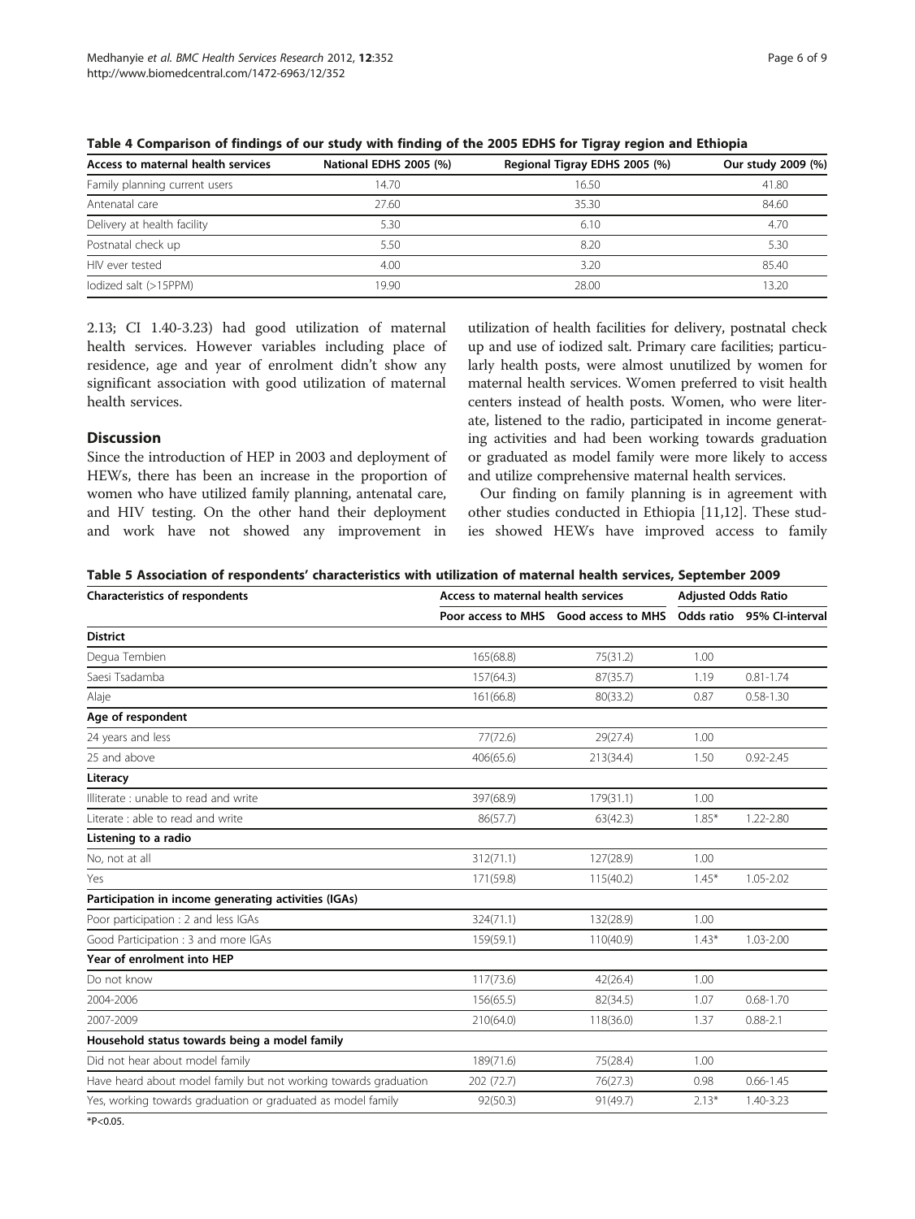**Table 4 Comparison of findings of our study with finding of the 2005 EDHS for Tigray region and Ethiopia**

| Access to maternal health services | National EDHS 2005 (%) | Regional Tigray EDHS 2005 (%) | Our study 2009 (%) |
|---|---|---|---|
| Family planning current users | 14.70 | 16.50 | 41.80 |
| Antenatal care | 27.60 | 35.30 | 84.60 |
| Delivery at health facility | 5.30 | 6.10 | 4.70 |
| Postnatal check up | 5.50 | 8.20 | 5.30 |
| HIV ever tested | 4.00 | 3.20 | 85.40 |
| Iodized salt (>15PPM) | 19.90 | 28.00 | 13.20 |

2.13; CI 1.40-3.23) had good utilization of maternal health services. However variables including place of residence, age and year of enrolment didn't show any significant association with good utilization of maternal health services.

## Discussion

Since the introduction of HEP in 2003 and deployment of HEWs, there has been an increase in the proportion of women who have utilized family planning, antenatal care, and HIV testing. On the other hand their deployment and work have not showed any improvement in utilization of health facilities for delivery, postnatal check up and use of iodized salt. Primary care facilities; particularly health posts, were almost unutilized by women for maternal health services. Women preferred to visit health centers instead of health posts. Women, who were literate, listened to the radio, participated in income generating activities and had been working towards graduation or graduated as model family were more likely to access and utilize comprehensive maternal health services.

Our finding on family planning is in agreement with other studies conducted in Ethiopia [11,12]. These studies showed HEWs have improved access to family

**Table 5 Association of respondents' characteristics with utilization of maternal health services, September 2009**

| Characteristics of respondents | Access to maternal health services | | Adjusted Odds Ratio | |
|---|---|---|---|---|
| | Poor access to MHS | Good access to MHS | Odds ratio | 95% CI-interval |
| **District** | | | | |
| Degua Tembien | 165(68.8) | 75(31.2) | 1.00 | |
| Saesi Tsadamba | 157(64.3) | 87(35.7) | 1.19 | 0.81-1.74 |
| Alaje | 161(66.8) | 80(33.2) | 0.87 | 0.58-1.30 |
| **Age of respondent** | | | | |
| 24 years and less | 77(72.6) | 29(27.4) | 1.00 | |
| 25 and above | 406(65.6) | 213(34.4) | 1.50 | 0.92-2.45 |
| **Literacy** | | | | |
| Illiterate : unable to read and write | 397(68.9) | 179(31.1) | 1.00 | |
| Literate : able to read and write | 86(57.7) | 63(42.3) | 1.85* | 1.22-2.80 |
| **Listening to a radio** | | | | |
| No, not at all | 312(71.1) | 127(28.9) | 1.00 | |
| Yes | 171(59.8) | 115(40.2) | 1.45* | 1.05-2.02 |
| **Participation in income generating activities (IGAs)** | | | | |
| Poor participation : 2 and less IGAs | 324(71.1) | 132(28.9) | 1.00 | |
| Good Participation : 3 and more IGAs | 159(59.1) | 110(40.9) | 1.43* | 1.03-2.00 |
| **Year of enrolment into HEP** | | | | |
| Do not know | 117(73.6) | 42(26.4) | 1.00 | |
| 2004-2006 | 156(65.5) | 82(34.5) | 1.07 | 0.68-1.70 |
| 2007-2009 | 210(64.0) | 118(36.0) | 1.37 | 0.88-2.1 |
| **Household status towards being a model family** | | | | |
| Did not hear about model family | 189(71.6) | 75(28.4) | 1.00 | |
| Have heard about model family but not working towards graduation | 202 (72.7) | 76(27.3) | 0.98 | 0.66-1.45 |
| Yes, working towards graduation or graduated as model family | 92(50.3) | 91(49.7) | 2.13* | 1.40-3.23 |

*P<0.05.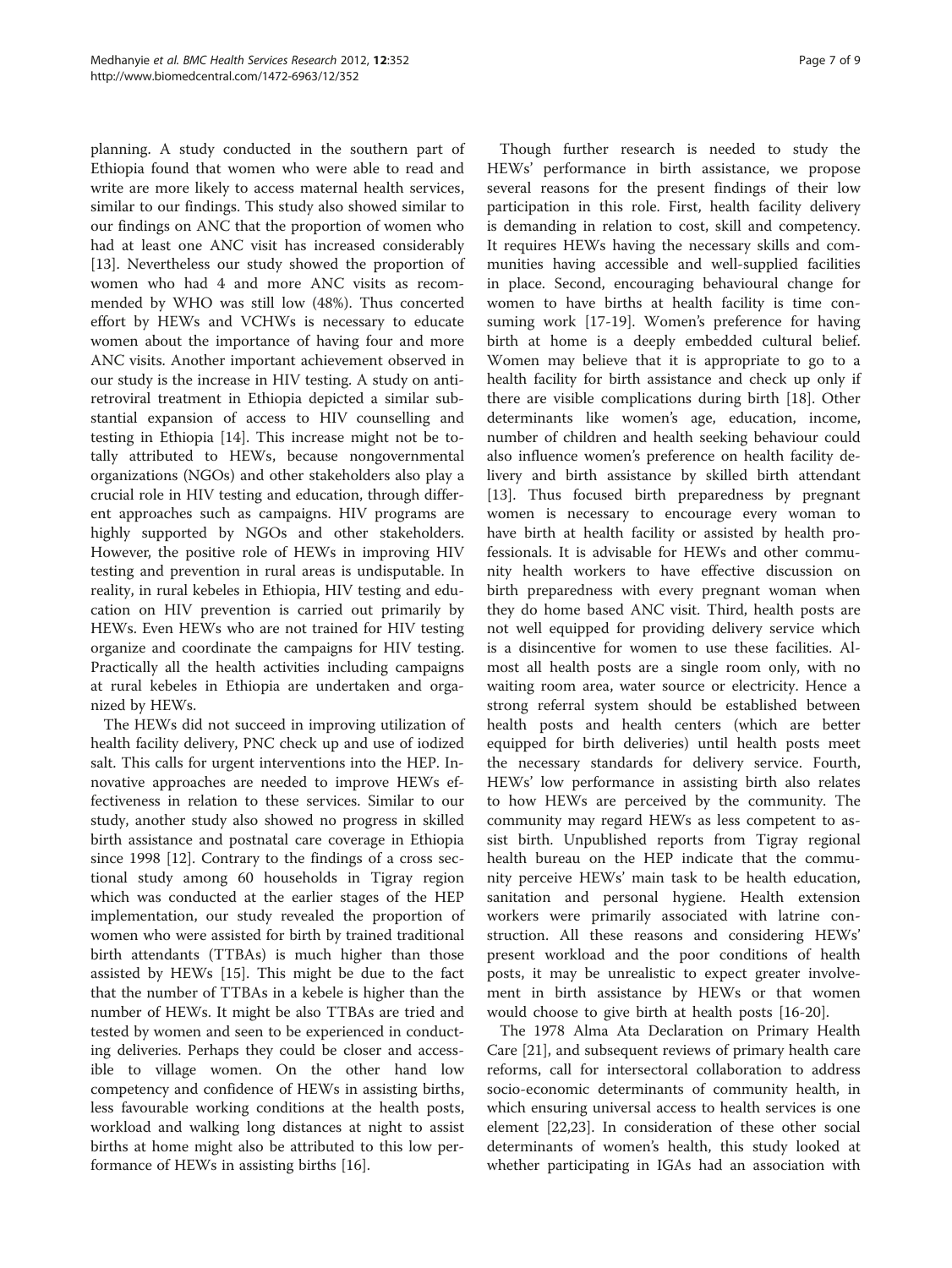planning. A study conducted in the southern part of Ethiopia found that women who were able to read and write are more likely to access maternal health services, similar to our findings. This study also showed similar to our findings on ANC that the proportion of women who had at least one ANC visit has increased considerably [13]. Nevertheless our study showed the proportion of women who had 4 and more ANC visits as recommended by WHO was still low (48%). Thus concerted effort by HEWs and VCHWs is necessary to educate women about the importance of having four and more ANC visits. Another important achievement observed in our study is the increase in HIV testing. A study on antiretroviral treatment in Ethiopia depicted a similar substantial expansion of access to HIV counselling and testing in Ethiopia [14]. This increase might not be totally attributed to HEWs, because nongovernmental organizations (NGOs) and other stakeholders also play a crucial role in HIV testing and education, through different approaches such as campaigns. HIV programs are highly supported by NGOs and other stakeholders. However, the positive role of HEWs in improving HIV testing and prevention in rural areas is undisputable. In reality, in rural kebeles in Ethiopia, HIV testing and education on HIV prevention is carried out primarily by HEWs. Even HEWs who are not trained for HIV testing organize and coordinate the campaigns for HIV testing. Practically all the health activities including campaigns at rural kebeles in Ethiopia are undertaken and organized by HEWs.

The HEWs did not succeed in improving utilization of health facility delivery, PNC check up and use of iodized salt. This calls for urgent interventions into the HEP. Innovative approaches are needed to improve HEWs effectiveness in relation to these services. Similar to our study, another study also showed no progress in skilled birth assistance and postnatal care coverage in Ethiopia since 1998 [12]. Contrary to the findings of a cross sectional study among 60 households in Tigray region which was conducted at the earlier stages of the HEP implementation, our study revealed the proportion of women who were assisted for birth by trained traditional birth attendants (TTBAs) is much higher than those assisted by HEWs [15]. This might be due to the fact that the number of TTBAs in a kebele is higher than the number of HEWs. It might be also TTBAs are tried and tested by women and seen to be experienced in conducting deliveries. Perhaps they could be closer and accessible to village women. On the other hand low competency and confidence of HEWs in assisting births, less favourable working conditions at the health posts, workload and walking long distances at night to assist births at home might also be attributed to this low performance of HEWs in assisting births [16].

Though further research is needed to study the HEWs' performance in birth assistance, we propose several reasons for the present findings of their low participation in this role. First, health facility delivery is demanding in relation to cost, skill and competency. It requires HEWs having the necessary skills and communities having accessible and well-supplied facilities in place. Second, encouraging behavioural change for women to have births at health facility is time consuming work [17-19]. Women's preference for having birth at home is a deeply embedded cultural belief. Women may believe that it is appropriate to go to a health facility for birth assistance and check up only if there are visible complications during birth [18]. Other determinants like women's age, education, income, number of children and health seeking behaviour could also influence women's preference on health facility delivery and birth assistance by skilled birth attendant [13]. Thus focused birth preparedness by pregnant women is necessary to encourage every woman to have birth at health facility or assisted by health professionals. It is advisable for HEWs and other community health workers to have effective discussion on birth preparedness with every pregnant woman when they do home based ANC visit. Third, health posts are not well equipped for providing delivery service which is a disincentive for women to use these facilities. Almost all health posts are a single room only, with no waiting room area, water source or electricity. Hence a strong referral system should be established between health posts and health centers (which are better equipped for birth deliveries) until health posts meet the necessary standards for delivery service. Fourth, HEWs' low performance in assisting birth also relates to how HEWs are perceived by the community. The community may regard HEWs as less competent to assist birth. Unpublished reports from Tigray regional health bureau on the HEP indicate that the community perceive HEWs' main task to be health education, sanitation and personal hygiene. Health extension workers were primarily associated with latrine construction. All these reasons and considering HEWs' present workload and the poor conditions of health posts, it may be unrealistic to expect greater involvement in birth assistance by HEWs or that women would choose to give birth at health posts [16-20].

The 1978 Alma Ata Declaration on Primary Health Care [21], and subsequent reviews of primary health care reforms, call for intersectoral collaboration to address socio-economic determinants of community health, in which ensuring universal access to health services is one element [22,23]. In consideration of these other social determinants of women's health, this study looked at whether participating in IGAs had an association with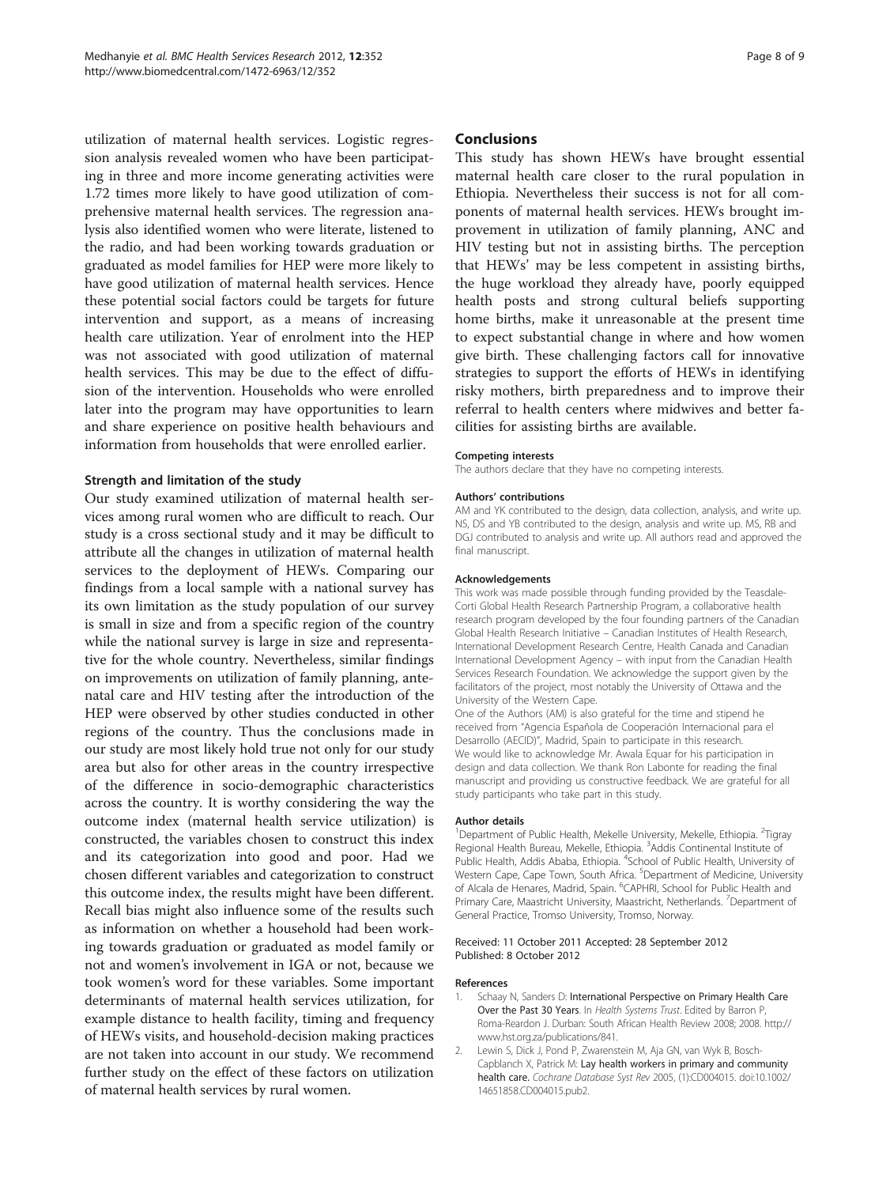utilization of maternal health services. Logistic regression analysis revealed women who have been participating in three and more income generating activities were 1.72 times more likely to have good utilization of comprehensive maternal health services. The regression analysis also identified women who were literate, listened to the radio, and had been working towards graduation or graduated as model families for HEP were more likely to have good utilization of maternal health services. Hence these potential social factors could be targets for future intervention and support, as a means of increasing health care utilization. Year of enrolment into the HEP was not associated with good utilization of maternal health services. This may be due to the effect of diffusion of the intervention. Households who were enrolled later into the program may have opportunities to learn and share experience on positive health behaviours and information from households that were enrolled earlier.

### Strength and limitation of the study

Our study examined utilization of maternal health services among rural women who are difficult to reach. Our study is a cross sectional study and it may be difficult to attribute all the changes in utilization of maternal health services to the deployment of HEWs. Comparing our findings from a local sample with a national survey has its own limitation as the study population of our survey is small in size and from a specific region of the country while the national survey is large in size and representative for the whole country. Nevertheless, similar findings on improvements on utilization of family planning, antenatal care and HIV testing after the introduction of the HEP were observed by other studies conducted in other regions of the country. Thus the conclusions made in our study are most likely hold true not only for our study area but also for other areas in the country irrespective of the difference in socio-demographic characteristics across the country. It is worthy considering the way the outcome index (maternal health service utilization) is constructed, the variables chosen to construct this index and its categorization into good and poor. Had we chosen different variables and categorization to construct this outcome index, the results might have been different. Recall bias might also influence some of the results such as information on whether a household had been working towards graduation or graduated as model family or not and women's involvement in IGA or not, because we took women's word for these variables. Some important determinants of maternal health services utilization, for example distance to health facility, timing and frequency of HEWs visits, and household-decision making practices are not taken into account in our study. We recommend further study on the effect of these factors on utilization of maternal health services by rural women.

## Conclusions

This study has shown HEWs have brought essential maternal health care closer to the rural population in Ethiopia. Nevertheless their success is not for all components of maternal health services. HEWs brought improvement in utilization of family planning, ANC and HIV testing but not in assisting births. The perception that HEWs' may be less competent in assisting births, the huge workload they already have, poorly equipped health posts and strong cultural beliefs supporting home births, make it unreasonable at the present time to expect substantial change in where and how women give birth. These challenging factors call for innovative strategies to support the efforts of HEWs in identifying risky mothers, birth preparedness and to improve their referral to health centers where midwives and better facilities for assisting births are available.

#### Competing interests

The authors declare that they have no competing interests.

#### Authors' contributions

AM and YK contributed to the design, data collection, analysis, and write up. NS, DS and YB contributed to the design, analysis and write up. MS, RB and DGJ contributed to analysis and write up. All authors read and approved the final manuscript.

#### Acknowledgements

This work was made possible through funding provided by the Teasdale-Corti Global Health Research Partnership Program, a collaborative health research program developed by the four founding partners of the Canadian Global Health Research Initiative – Canadian Institutes of Health Research, International Development Research Centre, Health Canada and Canadian International Development Agency – with input from the Canadian Health Services Research Foundation. We acknowledge the support given by the facilitators of the project, most notably the University of Ottawa and the University of the Western Cape.

One of the Authors (AM) is also grateful for the time and stipend he received from "Agencia Española de Cooperación Internacional para el Desarrollo (AECID)", Madrid, Spain to participate in this research.

We would like to acknowledge Mr. Awala Equar for his participation in design and data collection. We thank Ron Labonte for reading the final manuscript and providing us constructive feedback. We are grateful for all study participants who take part in this study.

#### Author details

[1]Department of Public Health, Mekelle University, Mekelle, Ethiopia. [2]Tigray Regional Health Bureau, Mekelle, Ethiopia. [3]Addis Continental Institute of Public Health, Addis Ababa, Ethiopia. [4]School of Public Health, University of Western Cape, Cape Town, South Africa. [5]Department of Medicine, University of Alcala de Henares, Madrid, Spain. [6]CAPHRI, School for Public Health and Primary Care, Maastricht University, Maastricht, Netherlands. [7]Department of General Practice, Tromso University, Tromso, Norway.

Received: 11 October 2011 Accepted: 28 September 2012
Published: 8 October 2012

#### References

1. Schaay N, Sanders D: **International Perspective on Primary Health Care Over the Past 30 Years**. In *Health Systems Trust*. Edited by Barron P, Roma-Reardon J. Durban: South African Health Review 2008; 2008. http://www.hst.org.za/publications/841.
2. Lewin S, Dick J, Pond P, Zwarenstein M, Aja GN, van Wyk B, Bosch-Capblanch X, Patrick M: **Lay health workers in primary and community health care.** *Cochrane Database Syst Rev* 2005, (1):CD004015. doi:10.1002/14651858.CD004015.pub2.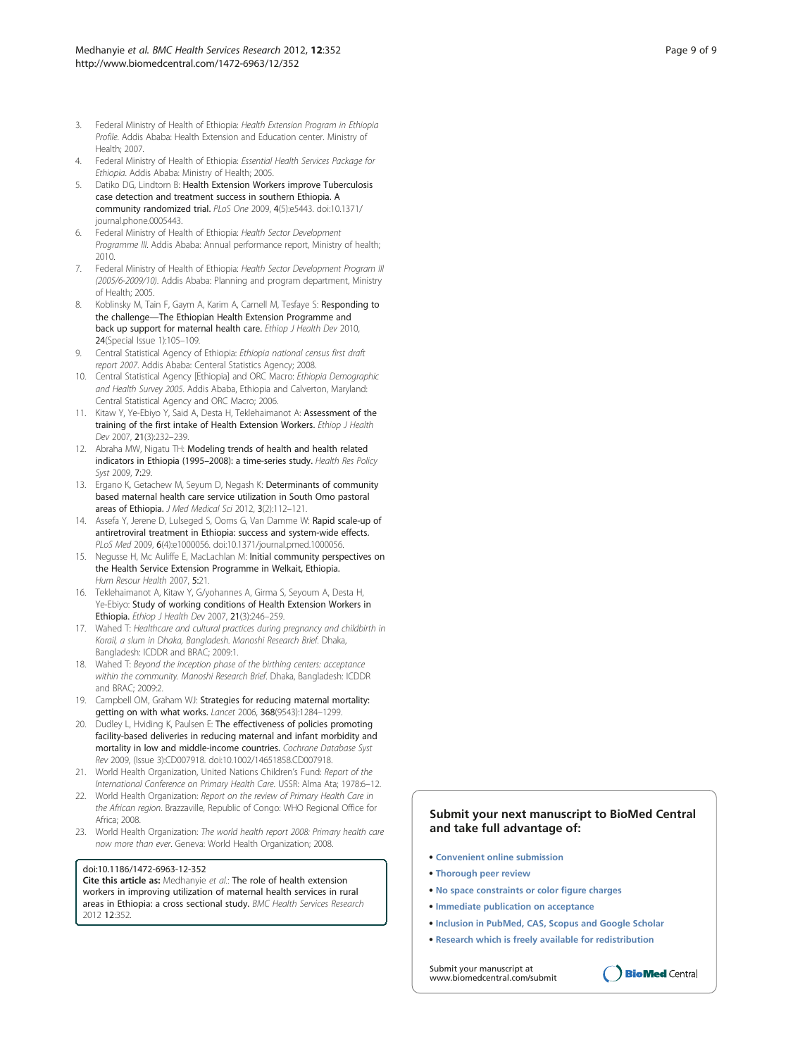3. Federal Ministry of Health of Ethiopia: *Health Extension Program in Ethiopia Profile*. Addis Ababa: Health Extension and Education center. Ministry of Health; 2007.
4. Federal Ministry of Health of Ethiopia: *Essential Health Services Package for Ethiopia*. Addis Ababa: Ministry of Health; 2005.
5. Datiko DG, Lindtorn B: **Health Extension Workers improve Tuberculosis case detection and treatment success in southern Ethiopia. A community randomized trial.** *PLoS One* 2009, **4**(5):e5443. doi:10.1371/journal.phone.0005443.
6. Federal Ministry of Health of Ethiopia: *Health Sector Development Programme III*. Addis Ababa: Annual performance report, Ministry of health; 2010.
7. Federal Ministry of Health of Ethiopia: *Health Sector Development Program III (2005/6-2009/10)*. Addis Ababa: Planning and program department, Ministry of Health; 2005.
8. Koblinsky M, Tain F, Gaym A, Karim A, Carnell M, Tesfaye S: **Responding to the challenge—The Ethiopian Health Extension Programme and back up support for maternal health care.** *Ethiop J Health Dev* 2010, **24**(Special Issue 1):105–109.
9. Central Statistical Agency of Ethiopia: *Ethiopia national census first draft report 2007*. Addis Ababa: Centeral Statistics Agency; 2008.
10. Central Statistical Agency [Ethiopia] and ORC Macro: *Ethiopia Demographic and Health Survey 2005*. Addis Ababa, Ethiopia and Calverton, Maryland: Central Statistical Agency and ORC Macro; 2006.
11. Kitaw Y, Ye-Ebiyo Y, Said A, Desta H, Teklehaimanot A: **Assessment of the training of the first intake of Health Extension Workers.** *Ethiop J Health Dev* 2007, **21**(3):232–239.
12. Abraha MW, Nigatu TH: **Modeling trends of health and health related indicators in Ethiopia (1995–2008): a time-series study.** *Health Res Policy Syst* 2009, **7**:29.
13. Ergano K, Getachew M, Seyum D, Negash K: **Determinants of community based maternal health care service utilization in South Omo pastoral areas of Ethiopia.** *J Med Medical Sci* 2012, **3**(2):112–121.
14. Assefa Y, Jerene D, Lulseged S, Ooms G, Van Damme W: **Rapid scale-up of antiretroviral treatment in Ethiopia: success and system-wide effects.** *PLoS Med* 2009, **6**(4):e1000056. doi:10.1371/journal.pmed.1000056.
15. Negusse H, Mc Auliffe E, MacLachlan M: **Initial community perspectives on the Health Service Extension Programme in Welkait, Ethiopia.** *Hum Resour Health* 2007, **5**:21.
16. Teklehaimanot A, Kitaw Y, G/yohannes A, Girma S, Seyoum A, Desta H, Ye-Ebiyo: **Study of working conditions of Health Extension Workers in Ethiopia.** *Ethiop J Health Dev* 2007, **21**(3):246–259.
17. Wahed T: *Healthcare and cultural practices during pregnancy and childbirth in Korail, a slum in Dhaka, Bangladesh. Manoshi Research Brief*. Dhaka, Bangladesh: ICDDR and BRAC; 2009:1.
18. Wahed T: *Beyond the inception phase of the birthing centers: acceptance within the community. Manoshi Research Brief*. Dhaka, Bangladesh: ICDDR and BRAC; 2009:2.
19. Campbell OM, Graham WJ: **Strategies for reducing maternal mortality: getting on with what works.** *Lancet* 2006, **368**(9543):1284–1299.
20. Dudley L, Hviding K, Paulsen E: **The effectiveness of policies promoting facility-based deliveries in reducing maternal and infant morbidity and mortality in low and middle-income countries.** *Cochrane Database Syst Rev* 2009, (Issue 3):CD007918. doi:10.1002/14651858.CD007918.
21. World Health Organization, United Nations Children's Fund: *Report of the International Conference on Primary Health Care*. USSR: Alma Ata; 1978:6–12.
22. World Health Organization: *Report on the review of Primary Health Care in the African region*. Brazzaville, Republic of Congo: WHO Regional Office for Africa; 2008.
23. World Health Organization: *The world health report 2008: Primary health care now more than ever*. Geneva: World Health Organization; 2008.

doi:10.1186/1472-6963-12-352

**Cite this article as:** Medhanyie *et al.*: The role of health extension workers in improving utilization of maternal health services in rural areas in Ethiopia: a cross sectional study. *BMC Health Services Research* 2012 **12**:352.

**Submit your next manuscript to BioMed Central and take full advantage of:**

- **Convenient online submission**
- **Thorough peer review**
- **No space constraints or color figure charges**
- **Immediate publication on acceptance**
- **Inclusion in PubMed, CAS, Scopus and Google Scholar**
- **Research which is freely available for redistribution**

Submit your manuscript at www.biomedcentral.com/submit

BioMed Central